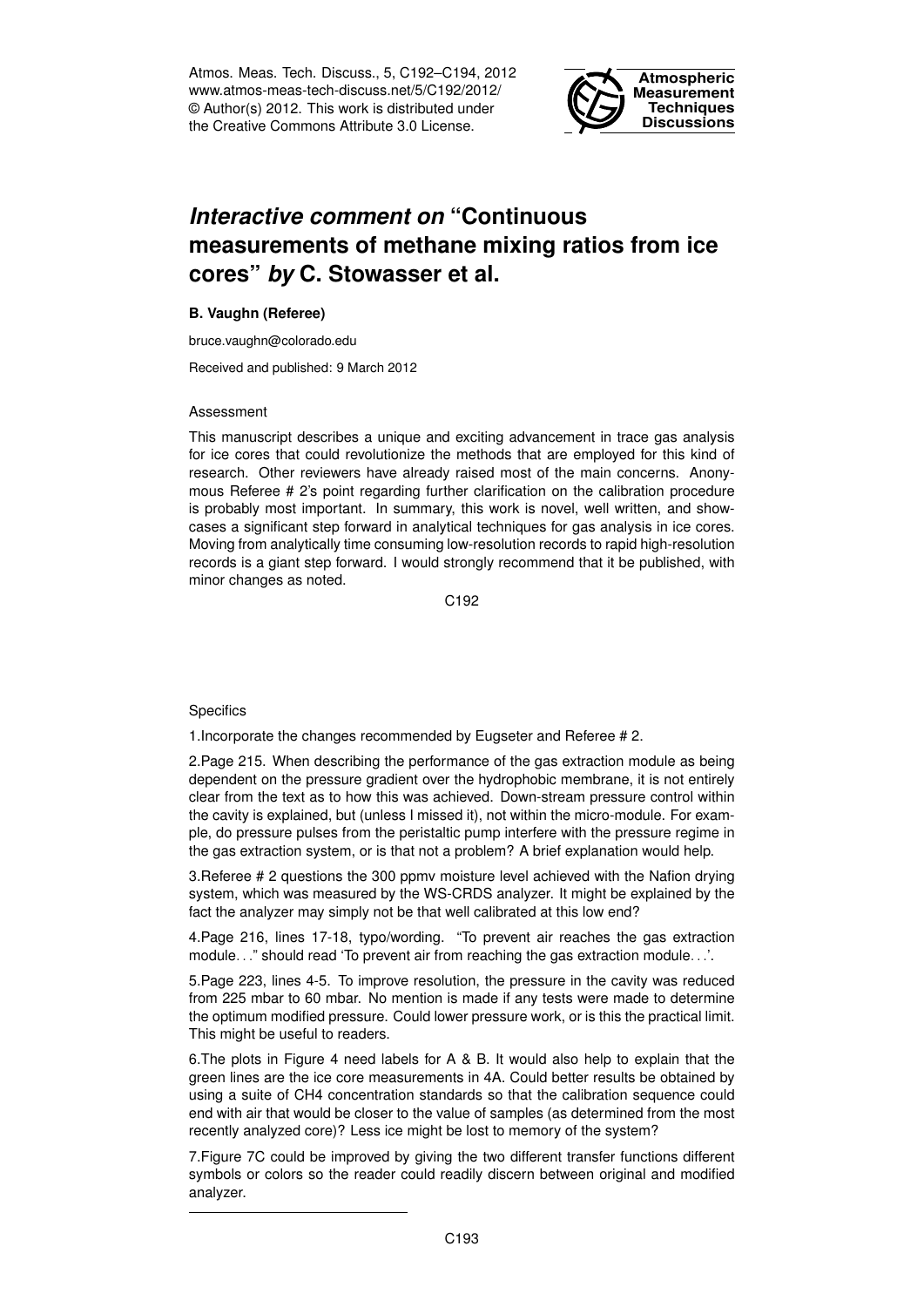# *Interactive comment on* "Continuous measurements of methane mixing ratios from ice cores" *by* C. Stowasser et al.

**B. Vaughn (Referee)**

bruce.vaughn@colorado.edu

Received and published: 9 March 2012

Assessment

This manuscript describes a unique and exciting advancement in trace gas analysis for ice cores that could revolutionize the methods that are employed for this kind of research. Other reviewers have already raised most of the main concerns. Anonymous Referee # 2's point regarding further clarification on the calibration procedure is probably most important. In summary, this work is novel, well written, and showcases a significant step forward in analytical techniques for gas analysis in ice cores. Moving from analytically time consuming low-resolution records to rapid high-resolution records is a giant step forward. I would strongly recommend that it be published, with minor changes as noted.

Specifics

1. Incorporate the changes recommended by Eugseter and Referee # 2.

2. Page 215. When describing the performance of the gas extraction module as being dependent on the pressure gradient over the hydrophobic membrane, it is not entirely clear from the text as to how this was achieved. Down-stream pressure control within the cavity is explained, but (unless I missed it), not within the micro-module. For example, do pressure pulses from the peristaltic pump interfere with the pressure regime in the gas extraction system, or is that not a problem? A brief explanation would help.

3. Referee # 2 questions the 300 ppmv moisture level achieved with the Nafion drying system, which was measured by the WS-CRDS analyzer. It might be explained by the fact the analyzer may simply not be that well calibrated at this low end?

4. Page 216, lines 17-18, typo/wording. "To prevent air reaches the gas extraction module. . ." should read 'To prevent air from reaching the gas extraction module. . .'.

5. Page 223, lines 4-5. To improve resolution, the pressure in the cavity was reduced from 225 mbar to 60 mbar. No mention is made if any tests were made to determine the optimum modified pressure. Could lower pressure work, or is this the practical limit. This might be useful to readers.

6. The plots in Figure 4 need labels for A & B. It would also help to explain that the green lines are the ice core measurements in 4A. Could better results be obtained by using a suite of $CH_4$ concentration standards so that the calibration sequence could end with air that would be closer to the value of samples (as determined from the most recently analyzed core)? Less ice might be lost to memory of the system?

7. Figure 7C could be improved by giving the two different transfer functions different symbols or colors so the reader could readily discern between original and modified analyzer.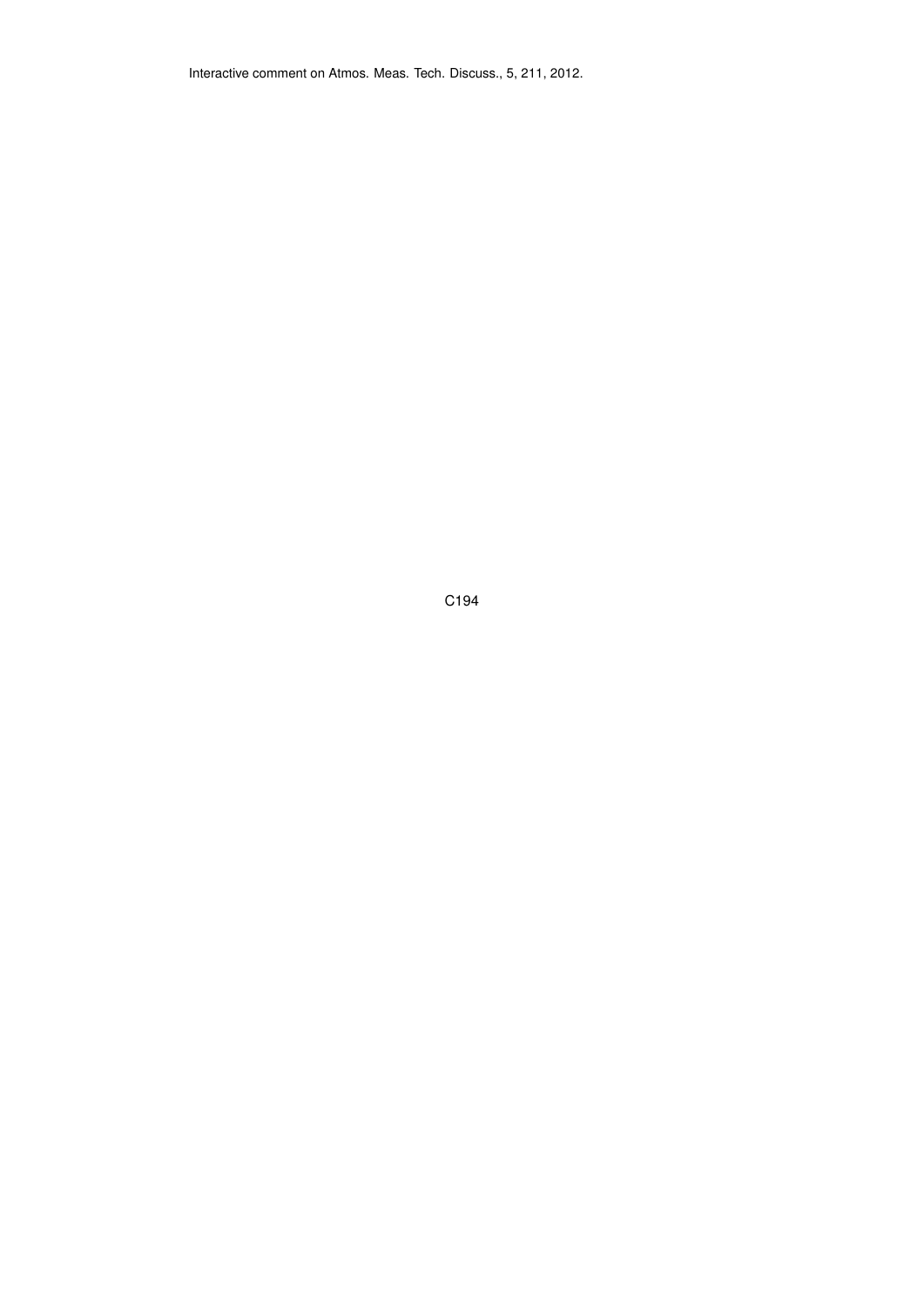Interactive comment on Atmos. Meas. Tech. Discuss., 5, 211, 2012.